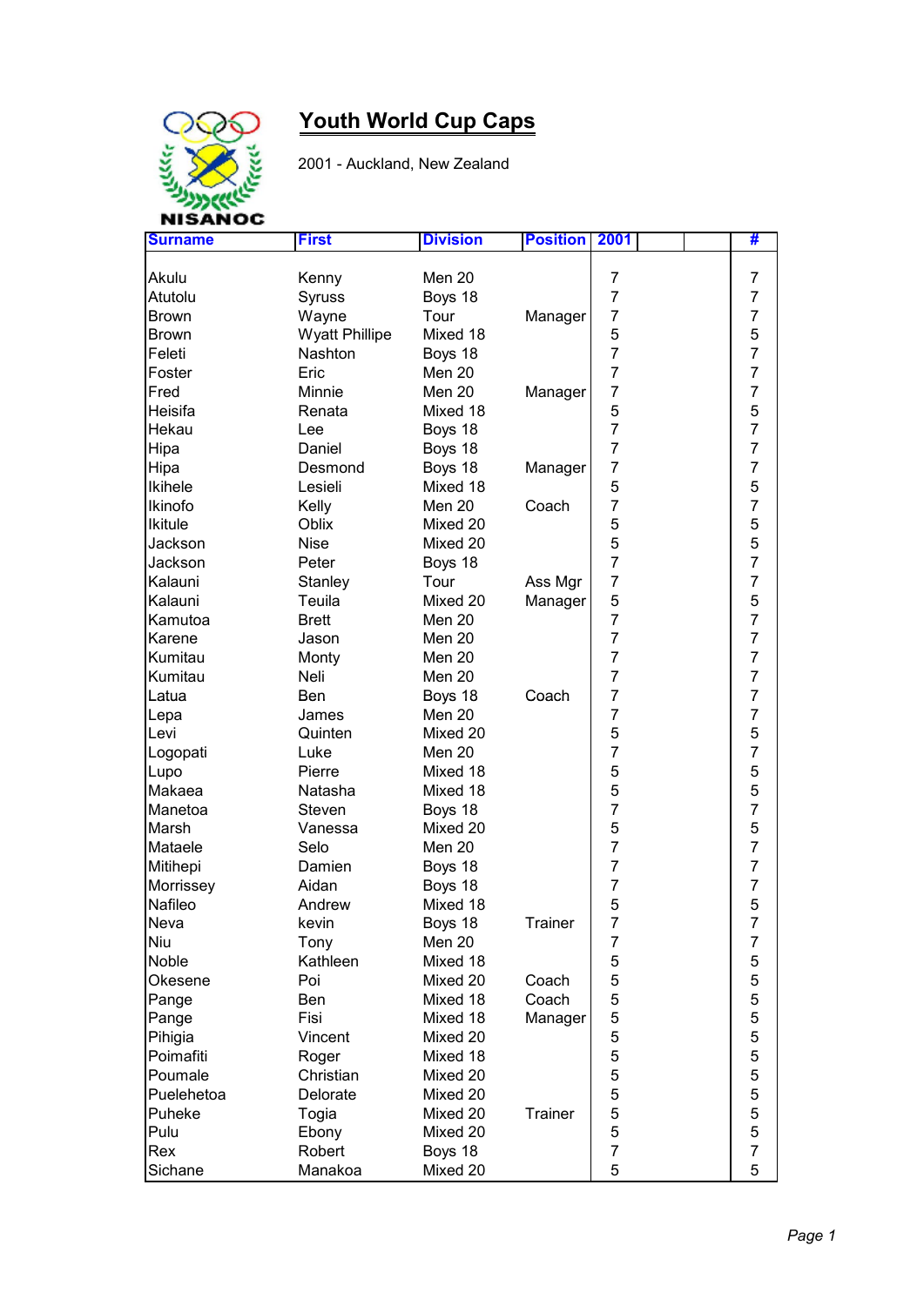NISANOC

# Youth World Cup Caps

2001 - Auckland, New Zealand

| Surname | First | Division | Position | 2001 | | | # |
|---|---|---|---|---|---|---|---|
| Akulu | Kenny | Men 20 | | 7 | | | 7 |
| Atutolu | Syruss | Boys 18 | | 7 | | | 7 |
| Brown | Wayne | Tour | Manager | 7 | | | 7 |
| Brown | Wyatt Phillipe | Mixed 18 | | 5 | | | 5 |
| Feleti | Nashton | Boys 18 | | 7 | | | 7 |
| Foster | Eric | Men 20 | | 7 | | | 7 |
| Fred | Minnie | Men 20 | Manager | 7 | | | 7 |
| Heisifa | Renata | Mixed 18 | | 5 | | | 5 |
| Hekau | Lee | Boys 18 | | 7 | | | 7 |
| Hipa | Daniel | Boys 18 | | 7 | | | 7 |
| Hipa | Desmond | Boys 18 | Manager | 7 | | | 7 |
| Ikihele | Lesieli | Mixed 18 | | 5 | | | 5 |
| Ikinofo | Kelly | Men 20 | Coach | 7 | | | 7 |
| Ikitule | Oblix | Mixed 20 | | 5 | | | 5 |
| Jackson | Nise | Mixed 20 | | 5 | | | 5 |
| Jackson | Peter | Boys 18 | | 7 | | | 7 |
| Kalauni | Stanley | Tour | Ass Mgr | 7 | | | 7 |
| Kalauni | Teuila | Mixed 20 | Manager | 5 | | | 5 |
| Kamutoa | Brett | Men 20 | | 7 | | | 7 |
| Karene | Jason | Men 20 | | 7 | | | 7 |
| Kumitau | Monty | Men 20 | | 7 | | | 7 |
| Kumitau | Neli | Men 20 | | 7 | | | 7 |
| Latua | Ben | Boys 18 | Coach | 7 | | | 7 |
| Lepa | James | Men 20 | | 7 | | | 7 |
| Levi | Quinten | Mixed 20 | | 5 | | | 5 |
| Logopati | Luke | Men 20 | | 7 | | | 7 |
| Lupo | Pierre | Mixed 18 | | 5 | | | 5 |
| Makaea | Natasha | Mixed 18 | | 5 | | | 5 |
| Manetoa | Steven | Boys 18 | | 7 | | | 7 |
| Marsh | Vanessa | Mixed 20 | | 5 | | | 5 |
| Mataele | Selo | Men 20 | | 7 | | | 7 |
| Mitihepi | Damien | Boys 18 | | 7 | | | 7 |
| Morrissey | Aidan | Boys 18 | | 7 | | | 7 |
| Nafileo | Andrew | Mixed 18 | | 5 | | | 5 |
| Neva | kevin | Boys 18 | Trainer | 7 | | | 7 |
| Niu | Tony | Men 20 | | 7 | | | 7 |
| Noble | Kathleen | Mixed 18 | | 5 | | | 5 |
| Okesene | Poi | Mixed 20 | Coach | 5 | | | 5 |
| Pange | Ben | Mixed 18 | Coach | 5 | | | 5 |
| Pange | Fisi | Mixed 18 | Manager | 5 | | | 5 |
| Pihigia | Vincent | Mixed 20 | | 5 | | | 5 |
| Poimafiti | Roger | Mixed 18 | | 5 | | | 5 |
| Poumale | Christian | Mixed 20 | | 5 | | | 5 |
| Puelehetoa | Delorate | Mixed 20 | | 5 | | | 5 |
| Puheke | Togia | Mixed 20 | Trainer | 5 | | | 5 |
| Pulu | Ebony | Mixed 20 | | 5 | | | 5 |
| Rex | Robert | Boys 18 | | 7 | | | 7 |
| Sichane | Manakoa | Mixed 20 | | 5 | | | 5 |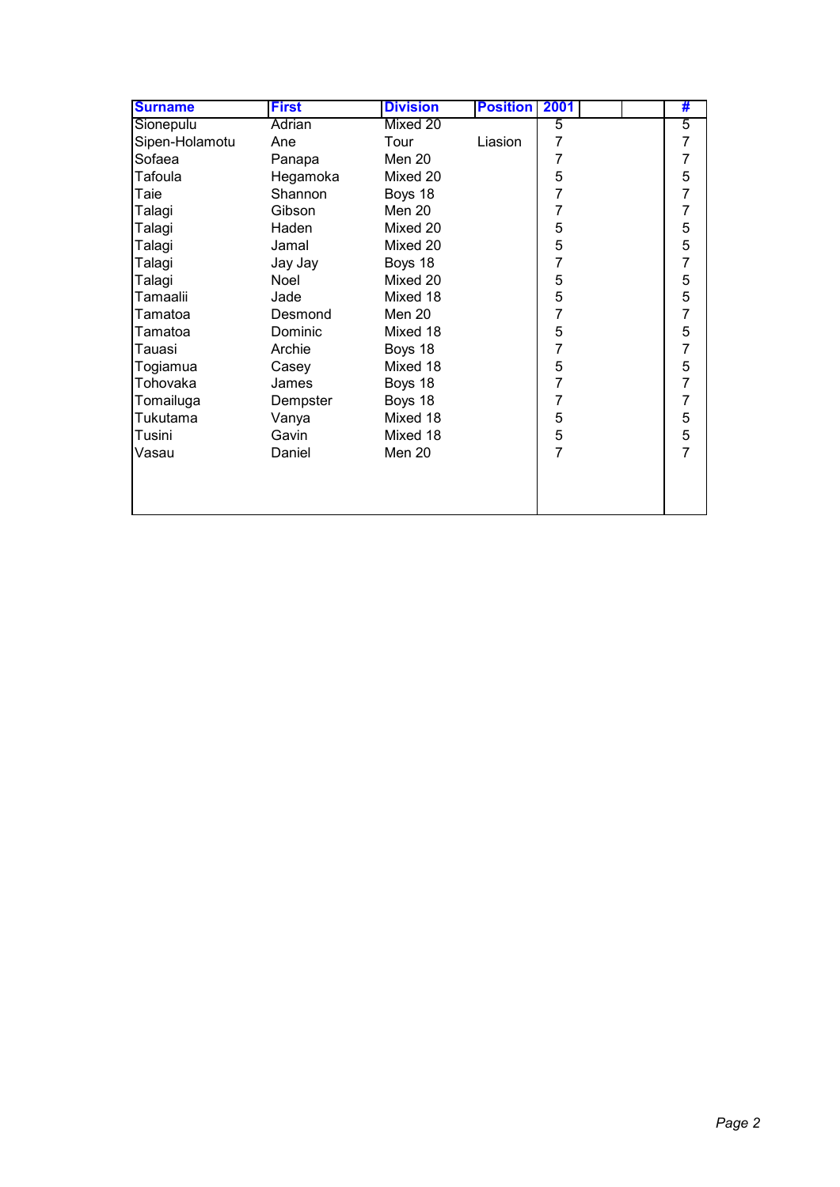| Surname | First | Division | Position | 2001 | | | # |
|---|---|---|---|---|---|---|---|
| Sionepulu | Adrian | Mixed 20 | | 5 | | | 5 |
| Sipen-Holamotu | Ane | Tour | Liasion | 7 | | | 7 |
| Sofaea | Panapa | Men 20 | | 7 | | | 7 |
| Tafoula | Hegamoka | Mixed 20 | | 5 | | | 5 |
| Taie | Shannon | Boys 18 | | 7 | | | 7 |
| Talagi | Gibson | Men 20 | | 7 | | | 7 |
| Talagi | Haden | Mixed 20 | | 5 | | | 5 |
| Talagi | Jamal | Mixed 20 | | 5 | | | 5 |
| Talagi | Jay Jay | Boys 18 | | 7 | | | 7 |
| Talagi | Noel | Mixed 20 | | 5 | | | 5 |
| Tamaalii | Jade | Mixed 18 | | 5 | | | 5 |
| Tamatoa | Desmond | Men 20 | | 7 | | | 7 |
| Tamatoa | Dominic | Mixed 18 | | 5 | | | 5 |
| Tauasi | Archie | Boys 18 | | 7 | | | 7 |
| Togiamua | Casey | Mixed 18 | | 5 | | | 5 |
| Tohovaka | James | Boys 18 | | 7 | | | 7 |
| Tomailuga | Dempster | Boys 18 | | 7 | | | 7 |
| Tukutama | Vanya | Mixed 18 | | 5 | | | 5 |
| Tusini | Gavin | Mixed 18 | | 5 | | | 5 |
| Vasau | Daniel | Men 20 | | 7 | | | 7 |